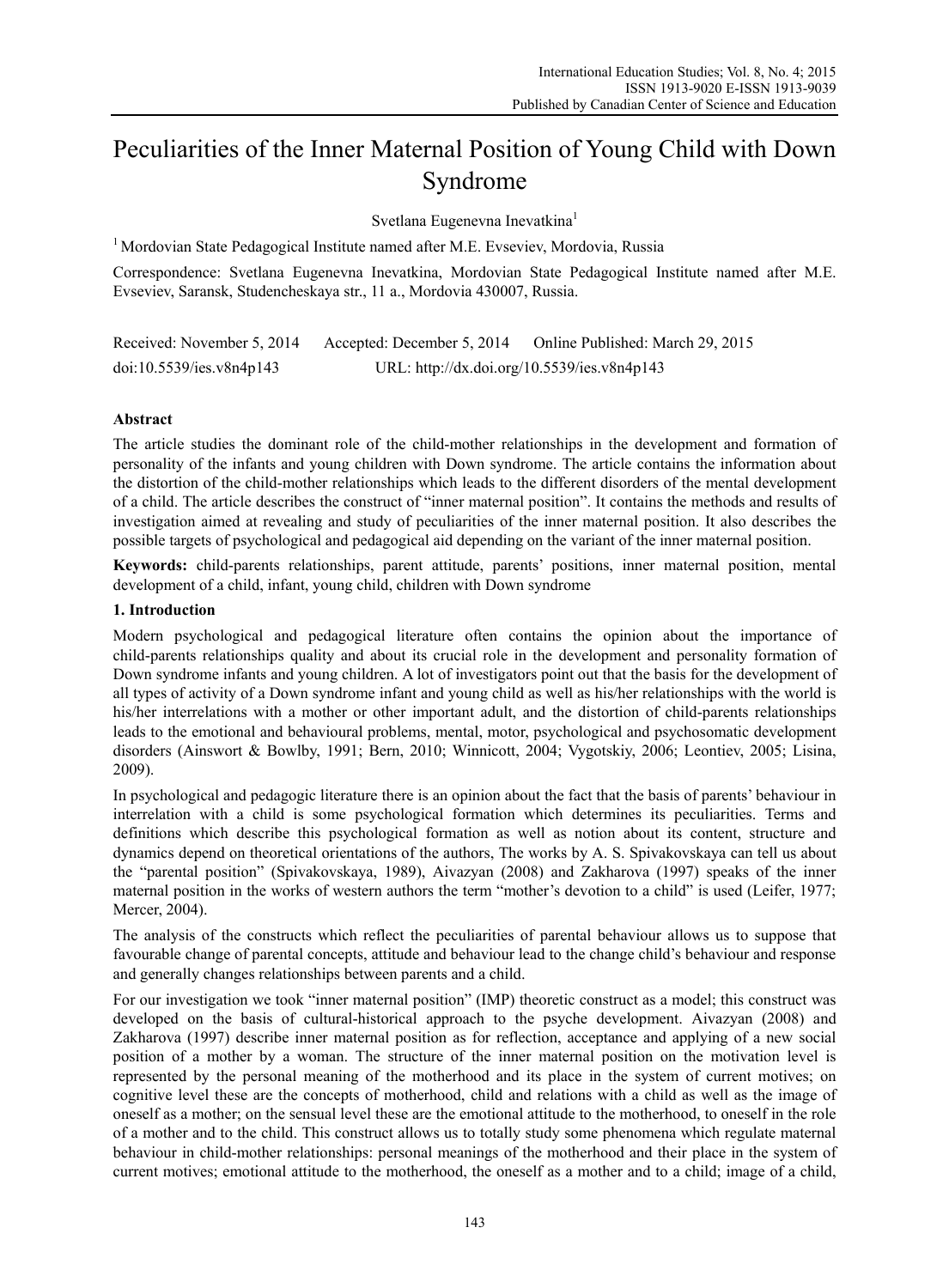# Peculiarities of the Inner Maternal Position of Young Child with Down Syndrome

Svetlana Eugenevna Inevatkina[1]

[1] Mordovian State Pedagogical Institute named after M.E. Evseviev, Mordovia, Russia

Correspondence: Svetlana Eugenevna Inevatkina, Mordovian State Pedagogical Institute named after M.E. Evseviev, Saransk, Studencheskaya str., 11 a., Mordovia 430007, Russia.

Received: November 5, 2014 Accepted: December 5, 2014 Online Published: March 29, 2015

doi:10.5539/ies.v8n4p143 URL: http://dx.doi.org/10.5539/ies.v8n4p143

## Abstract

The article studies the dominant role of the child-mother relationships in the development and formation of personality of the infants and young children with Down syndrome. The article contains the information about the distortion of the child-mother relationships which leads to the different disorders of the mental development of a child. The article describes the construct of "inner maternal position". It contains the methods and results of investigation aimed at revealing and study of peculiarities of the inner maternal position. It also describes the possible targets of psychological and pedagogical aid depending on the variant of the inner maternal position.

**Keywords:** child-parents relationships, parent attitude, parents' positions, inner maternal position, mental development of a child, infant, young child, children with Down syndrome

## 1. Introduction

Modern psychological and pedagogical literature often contains the opinion about the importance of child-parents relationships quality and about its crucial role in the development and personality formation of Down syndrome infants and young children. A lot of investigators point out that the basis for the development of all types of activity of a Down syndrome infant and young child as well as his/her relationships with the world is his/her interrelations with a mother or other important adult, and the distortion of child-parents relationships leads to the emotional and behavioural problems, mental, motor, psychological and psychosomatic development disorders (Ainswort & Bowlby, 1991; Bern, 2010; Winnicott, 2004; Vygotskiy, 2006; Leontiev, 2005; Lisina, 2009).

In psychological and pedagogic literature there is an opinion about the fact that the basis of parents' behaviour in interrelation with a child is some psychological formation which determines its peculiarities. Terms and definitions which describe this psychological formation as well as notion about its content, structure and dynamics depend on theoretical orientations of the authors, The works by A. S. Spivakovskaya can tell us about the "parental position" (Spivakovskaya, 1989), Aivazyan (2008) and Zakharova (1997) speaks of the inner maternal position in the works of western authors the term "mother's devotion to a child" is used (Leifer, 1977; Mercer, 2004).

The analysis of the constructs which reflect the peculiarities of parental behaviour allows us to suppose that favourable change of parental concepts, attitude and behaviour lead to the change child's behaviour and response and generally changes relationships between parents and a child.

For our investigation we took "inner maternal position" (IMP) theoretic construct as a model; this construct was developed on the basis of cultural-historical approach to the psyche development. Aivazyan (2008) and Zakharova (1997) describe inner maternal position as for reflection, acceptance and applying of a new social position of a mother by a woman. The structure of the inner maternal position on the motivation level is represented by the personal meaning of the motherhood and its place in the system of current motives; on cognitive level these are the concepts of motherhood, child and relations with a child as well as the image of oneself as a mother; on the sensual level these are the emotional attitude to the motherhood, to oneself in the role of a mother and to the child. This construct allows us to totally study some phenomena which regulate maternal behaviour in child-mother relationships: personal meanings of the motherhood and their place in the system of current motives; emotional attitude to the motherhood, the oneself as a mother and to a child; image of a child,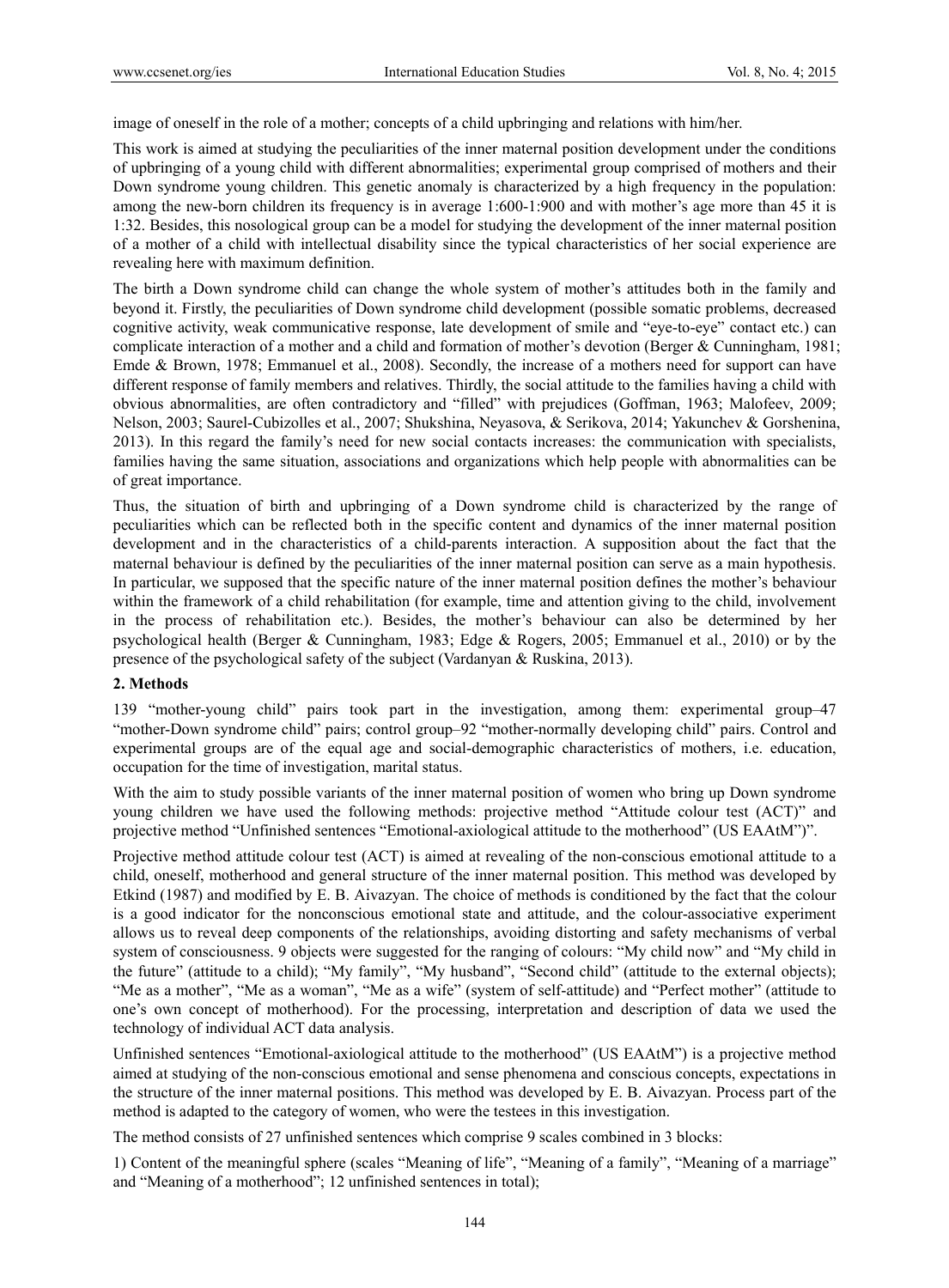image of oneself in the role of a mother; concepts of a child upbringing and relations with him/her.

This work is aimed at studying the peculiarities of the inner maternal position development under the conditions of upbringing of a young child with different abnormalities; experimental group comprised of mothers and their Down syndrome young children. This genetic anomaly is characterized by a high frequency in the population: among the new-born children its frequency is in average 1:600-1:900 and with mother's age more than 45 it is 1:32. Besides, this nosological group can be a model for studying the development of the inner maternal position of a mother of a child with intellectual disability since the typical characteristics of her social experience are revealing here with maximum definition.

The birth a Down syndrome child can change the whole system of mother's attitudes both in the family and beyond it. Firstly, the peculiarities of Down syndrome child development (possible somatic problems, decreased cognitive activity, weak communicative response, late development of smile and "eye-to-eye" contact etc.) can complicate interaction of a mother and a child and formation of mother's devotion (Berger & Cunningham, 1981; Emde & Brown, 1978; Emmanuel et al., 2008). Secondly, the increase of a mothers need for support can have different response of family members and relatives. Thirdly, the social attitude to the families having a child with obvious abnormalities, are often contradictory and "filled" with prejudices (Goffman, 1963; Malofeev, 2009; Nelson, 2003; Saurel-Cubizolles et al., 2007; Shukshina, Neyasova, & Serikova, 2014; Yakunchev & Gorshenina, 2013). In this regard the family's need for new social contacts increases: the communication with specialists, families having the same situation, associations and organizations which help people with abnormalities can be of great importance.

Thus, the situation of birth and upbringing of a Down syndrome child is characterized by the range of peculiarities which can be reflected both in the specific content and dynamics of the inner maternal position development and in the characteristics of a child-parents interaction. A supposition about the fact that the maternal behaviour is defined by the peculiarities of the inner maternal position can serve as a main hypothesis. In particular, we supposed that the specific nature of the inner maternal position defines the mother's behaviour within the framework of a child rehabilitation (for example, time and attention giving to the child, involvement in the process of rehabilitation etc.). Besides, the mother's behaviour can also be determined by her psychological health (Berger & Cunningham, 1983; Edge & Rogers, 2005; Emmanuel et al., 2010) or by the presence of the psychological safety of the subject (Vardanyan & Ruskina, 2013).

## 2. Methods

139 "mother-young child" pairs took part in the investigation, among them: experimental group–47 "mother-Down syndrome child" pairs; control group–92 "mother-normally developing child" pairs. Control and experimental groups are of the equal age and social-demographic characteristics of mothers, i.e. education, occupation for the time of investigation, marital status.

With the aim to study possible variants of the inner maternal position of women who bring up Down syndrome young children we have used the following methods: projective method "Attitude colour test (ACT)" and projective method "Unfinished sentences "Emotional-axiological attitude to the motherhood" (US EAAtM")".

Projective method attitude colour test (ACT) is aimed at revealing of the non-conscious emotional attitude to a child, oneself, motherhood and general structure of the inner maternal position. This method was developed by Etkind (1987) and modified by E. B. Aivazyan. The choice of methods is conditioned by the fact that the colour is a good indicator for the nonconscious emotional state and attitude, and the colour-associative experiment allows us to reveal deep components of the relationships, avoiding distorting and safety mechanisms of verbal system of consciousness. 9 objects were suggested for the ranging of colours: "My child now" and "My child in the future" (attitude to a child); "My family", "My husband", "Second child" (attitude to the external objects); "Me as a mother", "Me as a woman", "Me as a wife" (system of self-attitude) and "Perfect mother" (attitude to one's own concept of motherhood). For the processing, interpretation and description of data we used the technology of individual ACT data analysis.

Unfinished sentences "Emotional-axiological attitude to the motherhood" (US EAAtM") is a projective method aimed at studying of the non-conscious emotional and sense phenomena and conscious concepts, expectations in the structure of the inner maternal positions. This method was developed by E. B. Aivazyan. Process part of the method is adapted to the category of women, who were the testees in this investigation.

The method consists of 27 unfinished sentences which comprise 9 scales combined in 3 blocks:

1) Content of the meaningful sphere (scales "Meaning of life", "Meaning of a family", "Meaning of a marriage" and "Meaning of a motherhood"; 12 unfinished sentences in total);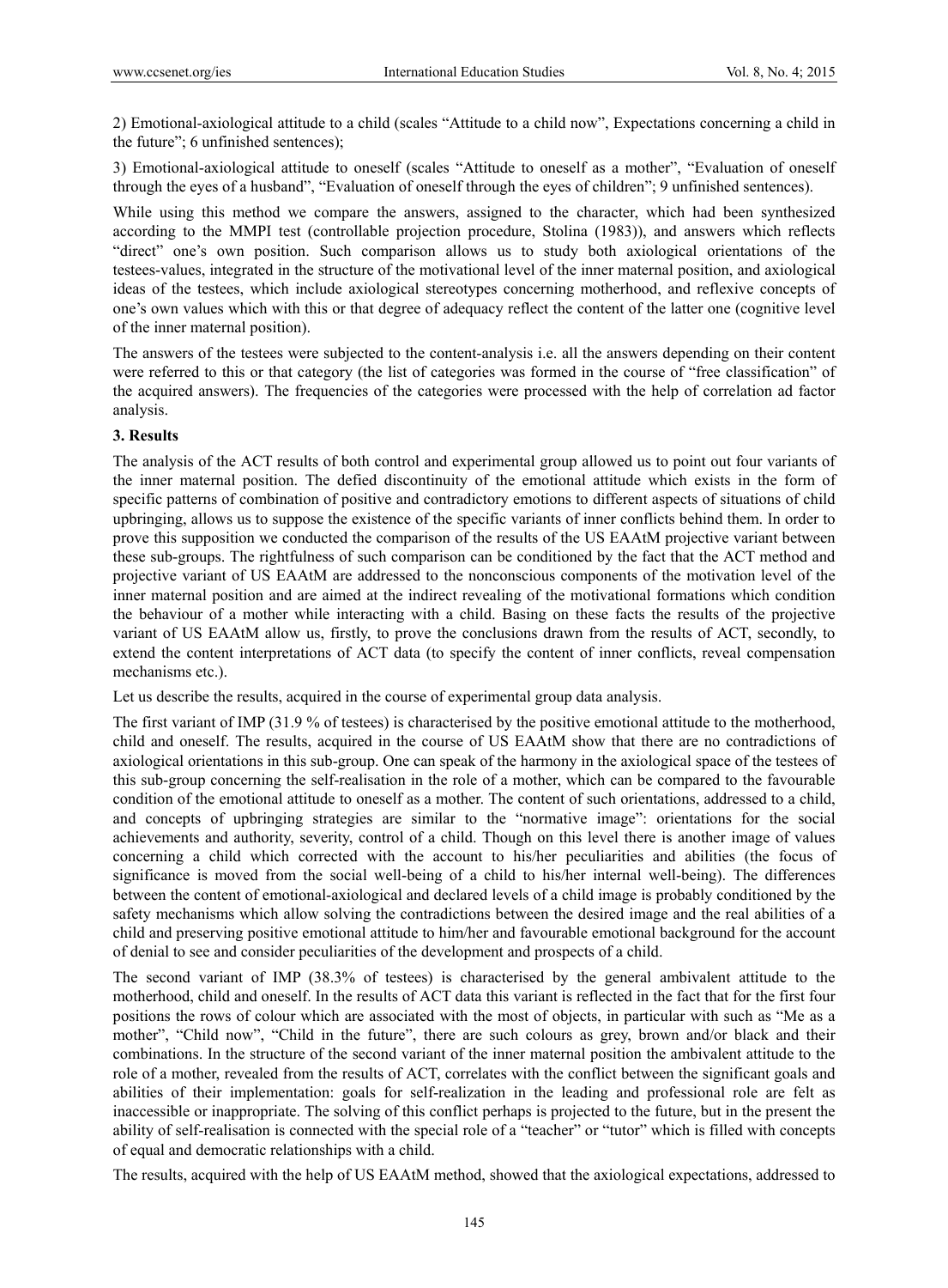2) Emotional-axiological attitude to a child (scales "Attitude to a child now", Expectations concerning a child in the future"; 6 unfinished sentences);

3) Emotional-axiological attitude to oneself (scales "Attitude to oneself as a mother", "Evaluation of oneself through the eyes of a husband", "Evaluation of oneself through the eyes of children"; 9 unfinished sentences).

While using this method we compare the answers, assigned to the character, which had been synthesized according to the MMPI test (controllable projection procedure, Stolina (1983)), and answers which reflects "direct" one's own position. Such comparison allows us to study both axiological orientations of the testees-values, integrated in the structure of the motivational level of the inner maternal position, and axiological ideas of the testees, which include axiological stereotypes concerning motherhood, and reflexive concepts of one's own values which with this or that degree of adequacy reflect the content of the latter one (cognitive level of the inner maternal position).

The answers of the testees were subjected to the content-analysis i.e. all the answers depending on their content were referred to this or that category (the list of categories was formed in the course of "free classification" of the acquired answers). The frequencies of the categories were processed with the help of correlation ad factor analysis.

## 3. Results

The analysis of the ACT results of both control and experimental group allowed us to point out four variants of the inner maternal position. The defied discontinuity of the emotional attitude which exists in the form of specific patterns of combination of positive and contradictory emotions to different aspects of situations of child upbringing, allows us to suppose the existence of the specific variants of inner conflicts behind them. In order to prove this supposition we conducted the comparison of the results of the US EAAtM projective variant between these sub-groups. The rightfulness of such comparison can be conditioned by the fact that the ACT method and projective variant of US EAAtM are addressed to the nonconscious components of the motivation level of the inner maternal position and are aimed at the indirect revealing of the motivational formations which condition the behaviour of a mother while interacting with a child. Basing on these facts the results of the projective variant of US EAAtM allow us, firstly, to prove the conclusions drawn from the results of ACT, secondly, to extend the content interpretations of ACT data (to specify the content of inner conflicts, reveal compensation mechanisms etc.).

Let us describe the results, acquired in the course of experimental group data analysis.

The first variant of IMP (31.9 % of testees) is characterised by the positive emotional attitude to the motherhood, child and oneself. The results, acquired in the course of US EAAtM show that there are no contradictions of axiological orientations in this sub-group. One can speak of the harmony in the axiological space of the testees of this sub-group concerning the self-realisation in the role of a mother, which can be compared to the favourable condition of the emotional attitude to oneself as a mother. The content of such orientations, addressed to a child, and concepts of upbringing strategies are similar to the "normative image": orientations for the social achievements and authority, severity, control of a child. Though on this level there is another image of values concerning a child which corrected with the account to his/her peculiarities and abilities (the focus of significance is moved from the social well-being of a child to his/her internal well-being). The differences between the content of emotional-axiological and declared levels of a child image is probably conditioned by the safety mechanisms which allow solving the contradictions between the desired image and the real abilities of a child and preserving positive emotional attitude to him/her and favourable emotional background for the account of denial to see and consider peculiarities of the development and prospects of a child.

The second variant of IMP (38.3% of testees) is characterised by the general ambivalent attitude to the motherhood, child and oneself. In the results of ACT data this variant is reflected in the fact that for the first four positions the rows of colour which are associated with the most of objects, in particular with such as "Me as a mother", "Child now", "Child in the future", there are such colours as grey, brown and/or black and their combinations. In the structure of the second variant of the inner maternal position the ambivalent attitude to the role of a mother, revealed from the results of ACT, correlates with the conflict between the significant goals and abilities of their implementation: goals for self-realization in the leading and professional role are felt as inaccessible or inappropriate. The solving of this conflict perhaps is projected to the future, but in the present the ability of self-realisation is connected with the special role of a "teacher" or "tutor" which is filled with concepts of equal and democratic relationships with a child.

The results, acquired with the help of US EAAtM method, showed that the axiological expectations, addressed to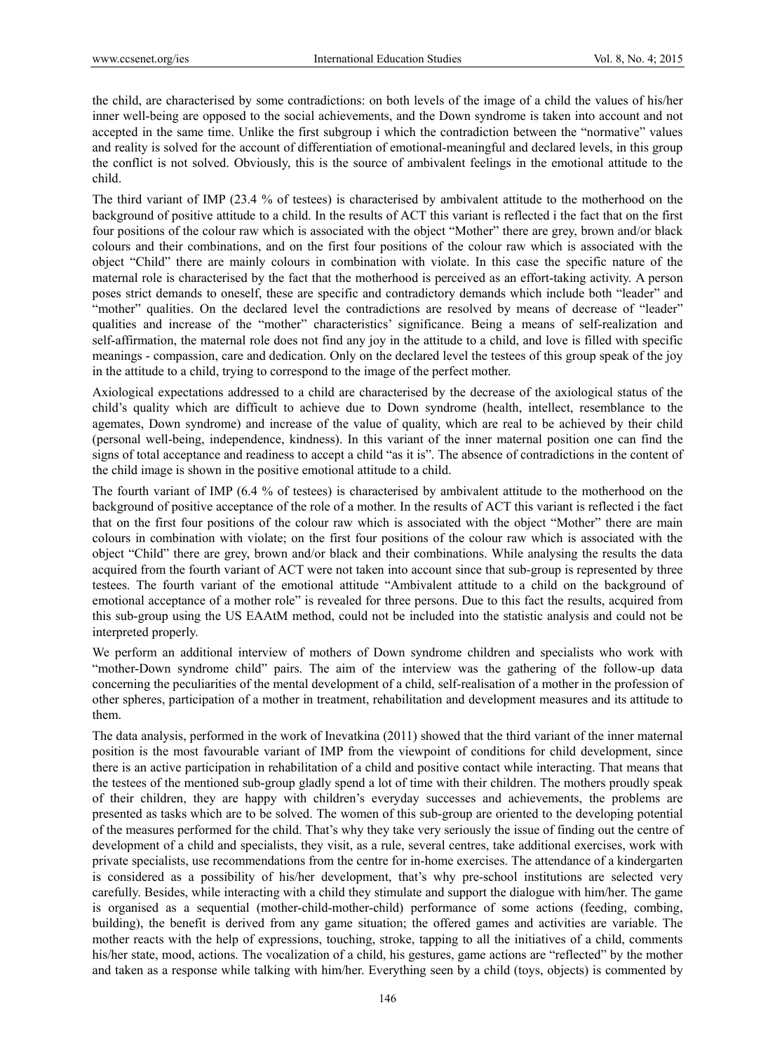the child, are characterised by some contradictions: on both levels of the image of a child the values of his/her inner well-being are opposed to the social achievements, and the Down syndrome is taken into account and not accepted in the same time. Unlike the first subgroup i which the contradiction between the "normative" values and reality is solved for the account of differentiation of emotional-meaningful and declared levels, in this group the conflict is not solved. Obviously, this is the source of ambivalent feelings in the emotional attitude to the child.

The third variant of IMP (23.4 % of testees) is characterised by ambivalent attitude to the motherhood on the background of positive attitude to a child. In the results of ACT this variant is reflected i the fact that on the first four positions of the colour raw which is associated with the object "Mother" there are grey, brown and/or black colours and their combinations, and on the first four positions of the colour raw which is associated with the object "Child" there are mainly colours in combination with violate. In this case the specific nature of the maternal role is characterised by the fact that the motherhood is perceived as an effort-taking activity. A person poses strict demands to oneself, these are specific and contradictory demands which include both "leader" and "mother" qualities. On the declared level the contradictions are resolved by means of decrease of "leader" qualities and increase of the "mother" characteristics' significance. Being a means of self-realization and self-affirmation, the maternal role does not find any joy in the attitude to a child, and love is filled with specific meanings - compassion, care and dedication. Only on the declared level the testees of this group speak of the joy in the attitude to a child, trying to correspond to the image of the perfect mother.

Axiological expectations addressed to a child are characterised by the decrease of the axiological status of the child's quality which are difficult to achieve due to Down syndrome (health, intellect, resemblance to the agemates, Down syndrome) and increase of the value of quality, which are real to be achieved by their child (personal well-being, independence, kindness). In this variant of the inner maternal position one can find the signs of total acceptance and readiness to accept a child "as it is". The absence of contradictions in the content of the child image is shown in the positive emotional attitude to a child.

The fourth variant of IMP (6.4 % of testees) is characterised by ambivalent attitude to the motherhood on the background of positive acceptance of the role of a mother. In the results of ACT this variant is reflected i the fact that on the first four positions of the colour raw which is associated with the object "Mother" there are main colours in combination with violate; on the first four positions of the colour raw which is associated with the object "Child" there are grey, brown and/or black and their combinations. While analysing the results the data acquired from the fourth variant of ACT were not taken into account since that sub-group is represented by three testees. The fourth variant of the emotional attitude "Ambivalent attitude to a child on the background of emotional acceptance of a mother role" is revealed for three persons. Due to this fact the results, acquired from this sub-group using the US EAAtM method, could not be included into the statistic analysis and could not be interpreted properly.

We perform an additional interview of mothers of Down syndrome children and specialists who work with "mother-Down syndrome child" pairs. The aim of the interview was the gathering of the follow-up data concerning the peculiarities of the mental development of a child, self-realisation of a mother in the profession of other spheres, participation of a mother in treatment, rehabilitation and development measures and its attitude to them.

The data analysis, performed in the work of Inevatkina (2011) showed that the third variant of the inner maternal position is the most favourable variant of IMP from the viewpoint of conditions for child development, since there is an active participation in rehabilitation of a child and positive contact while interacting. That means that the testees of the mentioned sub-group gladly spend a lot of time with their children. The mothers proudly speak of their children, they are happy with children's everyday successes and achievements, the problems are presented as tasks which are to be solved. The women of this sub-group are oriented to the developing potential of the measures performed for the child. That's why they take very seriously the issue of finding out the centre of development of a child and specialists, they visit, as a rule, several centres, take additional exercises, work with private specialists, use recommendations from the centre for in-home exercises. The attendance of a kindergarten is considered as a possibility of his/her development, that's why pre-school institutions are selected very carefully. Besides, while interacting with a child they stimulate and support the dialogue with him/her. The game is organised as a sequential (mother-child-mother-child) performance of some actions (feeding, combing, building), the benefit is derived from any game situation; the offered games and activities are variable. The mother reacts with the help of expressions, touching, stroke, tapping to all the initiatives of a child, comments his/her state, mood, actions. The vocalization of a child, his gestures, game actions are "reflected" by the mother and taken as a response while talking with him/her. Everything seen by a child (toys, objects) is commented by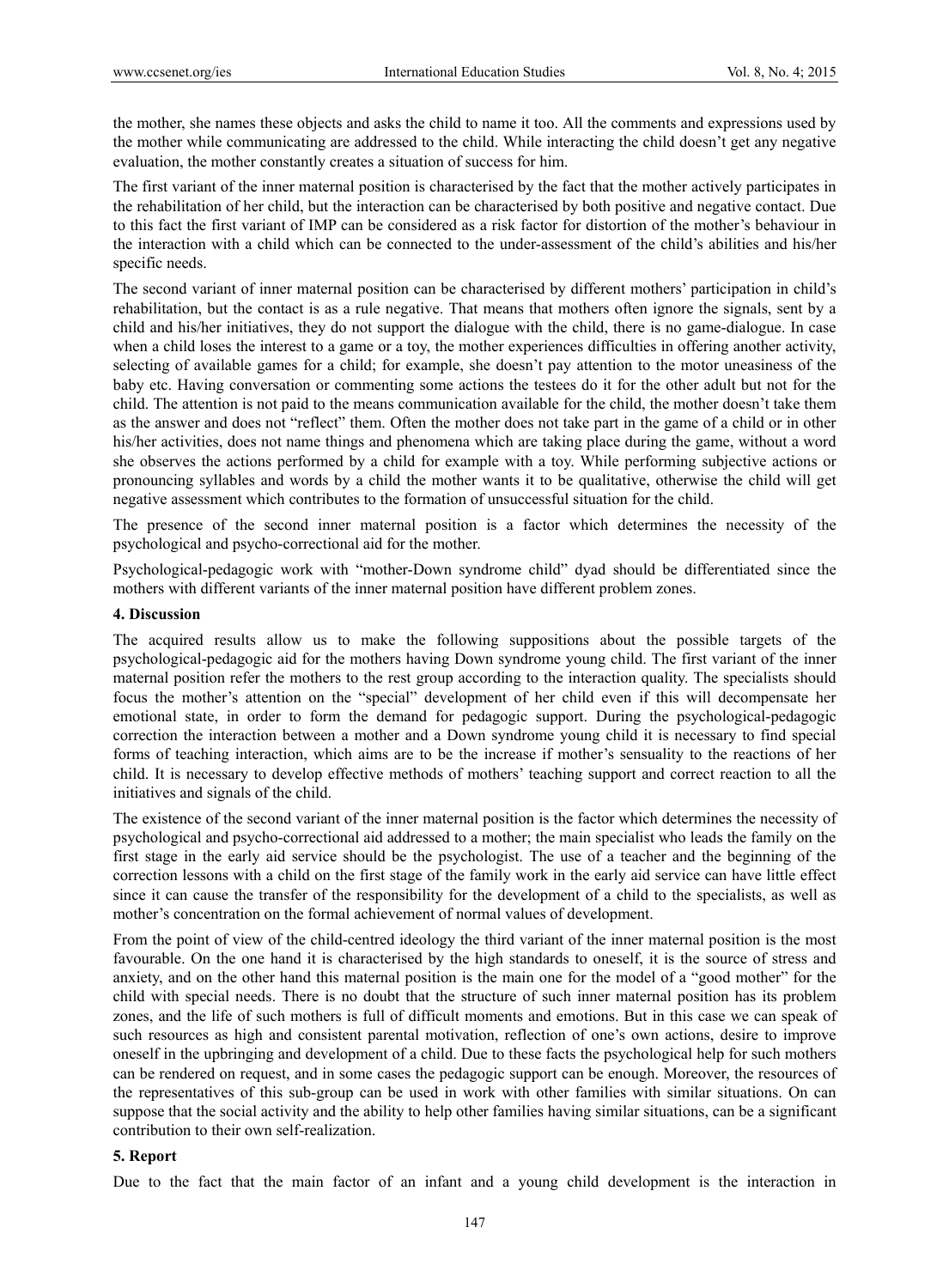the mother, she names these objects and asks the child to name it too. All the comments and expressions used by the mother while communicating are addressed to the child. While interacting the child doesn't get any negative evaluation, the mother constantly creates a situation of success for him.

The first variant of the inner maternal position is characterised by the fact that the mother actively participates in the rehabilitation of her child, but the interaction can be characterised by both positive and negative contact. Due to this fact the first variant of IMP can be considered as a risk factor for distortion of the mother's behaviour in the interaction with a child which can be connected to the under-assessment of the child's abilities and his/her specific needs.

The second variant of inner maternal position can be characterised by different mothers' participation in child's rehabilitation, but the contact is as a rule negative. That means that mothers often ignore the signals, sent by a child and his/her initiatives, they do not support the dialogue with the child, there is no game-dialogue. In case when a child loses the interest to a game or a toy, the mother experiences difficulties in offering another activity, selecting of available games for a child; for example, she doesn't pay attention to the motor uneasiness of the baby etc. Having conversation or commenting some actions the testees do it for the other adult but not for the child. The attention is not paid to the means communication available for the child, the mother doesn't take them as the answer and does not "reflect" them. Often the mother does not take part in the game of a child or in other his/her activities, does not name things and phenomena which are taking place during the game, without a word she observes the actions performed by a child for example with a toy. While performing subjective actions or pronouncing syllables and words by a child the mother wants it to be qualitative, otherwise the child will get negative assessment which contributes to the formation of unsuccessful situation for the child.

The presence of the second inner maternal position is a factor which determines the necessity of the psychological and psycho-correctional aid for the mother.

Psychological-pedagogic work with "mother-Down syndrome child" dyad should be differentiated since the mothers with different variants of the inner maternal position have different problem zones.

## 4. Discussion

The acquired results allow us to make the following suppositions about the possible targets of the psychological-pedagogic aid for the mothers having Down syndrome young child. The first variant of the inner maternal position refer the mothers to the rest group according to the interaction quality. The specialists should focus the mother's attention on the "special" development of her child even if this will decompensate her emotional state, in order to form the demand for pedagogic support. During the psychological-pedagogic correction the interaction between a mother and a Down syndrome young child it is necessary to find special forms of teaching interaction, which aims are to be the increase if mother's sensuality to the reactions of her child. It is necessary to develop effective methods of mothers' teaching support and correct reaction to all the initiatives and signals of the child.

The existence of the second variant of the inner maternal position is the factor which determines the necessity of psychological and psycho-correctional aid addressed to a mother; the main specialist who leads the family on the first stage in the early aid service should be the psychologist. The use of a teacher and the beginning of the correction lessons with a child on the first stage of the family work in the early aid service can have little effect since it can cause the transfer of the responsibility for the development of a child to the specialists, as well as mother's concentration on the formal achievement of normal values of development.

From the point of view of the child-centred ideology the third variant of the inner maternal position is the most favourable. On the one hand it is characterised by the high standards to oneself, it is the source of stress and anxiety, and on the other hand this maternal position is the main one for the model of a "good mother" for the child with special needs. There is no doubt that the structure of such inner maternal position has its problem zones, and the life of such mothers is full of difficult moments and emotions. But in this case we can speak of such resources as high and consistent parental motivation, reflection of one's own actions, desire to improve oneself in the upbringing and development of a child. Due to these facts the psychological help for such mothers can be rendered on request, and in some cases the pedagogic support can be enough. Moreover, the resources of the representatives of this sub-group can be used in work with other families with similar situations. On can suppose that the social activity and the ability to help other families having similar situations, can be a significant contribution to their own self-realization.

## 5. Report

Due to the fact that the main factor of an infant and a young child development is the interaction in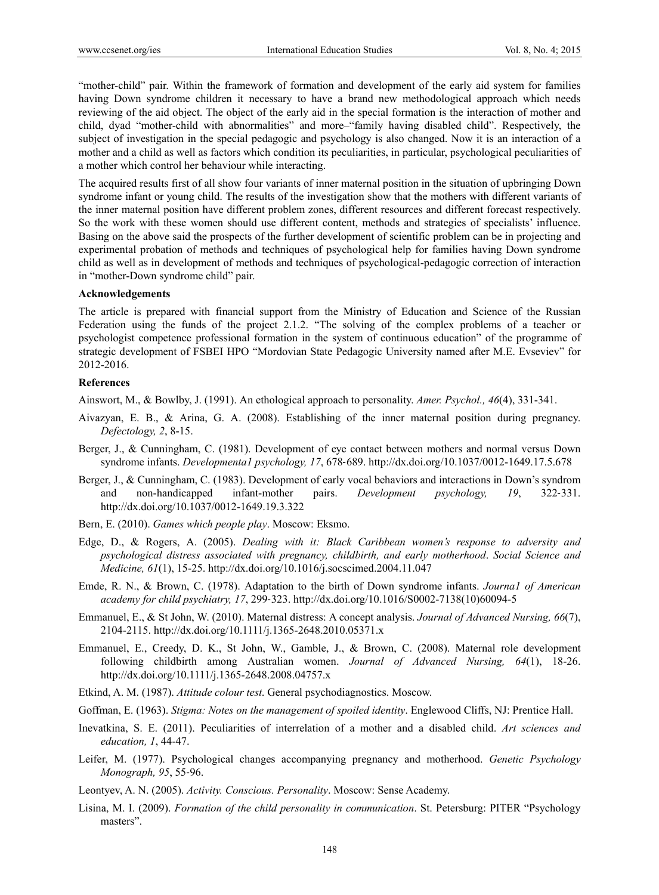"mother-child" pair. Within the framework of formation and development of the early aid system for families having Down syndrome children it necessary to have a brand new methodological approach which needs reviewing of the aid object. The object of the early aid in the special formation is the interaction of mother and child, dyad "mother-child with abnormalities" and more–"family having disabled child". Respectively, the subject of investigation in the special pedagogic and psychology is also changed. Now it is an interaction of a mother and a child as well as factors which condition its peculiarities, in particular, psychological peculiarities of a mother which control her behaviour while interacting.

The acquired results first of all show four variants of inner maternal position in the situation of upbringing Down syndrome infant or young child. The results of the investigation show that the mothers with different variants of the inner maternal position have different problem zones, different resources and different forecast respectively. So the work with these women should use different content, methods and strategies of specialists' influence. Basing on the above said the prospects of the further development of scientific problem can be in projecting and experimental probation of methods and techniques of psychological help for families having Down syndrome child as well as in development of methods and techniques of psychological-pedagogic correction of interaction in "mother-Down syndrome child" pair.

**Acknowledgements**

The article is prepared with financial support from the Ministry of Education and Science of the Russian Federation using the funds of the project 2.1.2. "The solving of the complex problems of a teacher or psychologist competence professional formation in the system of continuous education" of the programme of strategic development of FSBEI HPO "Mordovian State Pedagogic University named after M.E. Evseviev" for 2012-2016.

**References**

Ainswort, M., & Bowlby, J. (1991). An ethological approach to personality. *Amer. Psychol., 46*(4), 331-341.

Aivazyan, E. B., & Arina, G. A. (2008). Establishing of the inner maternal position during pregnancy. *Defectology, 2*, 8-15.

Berger, J., & Cunningham, C. (1981). Development of eye contact between mothers and normal versus Down syndrome infants. *Developmenta1 psychology, 17*, 678-689. http://dx.doi.org/10.1037/0012-1649.17.5.678

Berger, J., & Cunningham, C. (1983). Development of early vocal behaviors and interactions in Down's syndrom and non-handicapped infant-mother pairs. *Development psychology, 19*, 322-331. http://dx.doi.org/10.1037/0012-1649.19.3.322

Bern, E. (2010). *Games which people play*. Moscow: Eksmo.

Edge, D., & Rogers, A. (2005). *Dealing with it: Black Caribbean women's response to adversity and psychological distress associated with pregnancy, childbirth, and early motherhood*. *Social Science and Medicine, 61*(1), 15-25. http://dx.doi.org/10.1016/j.socscimed.2004.11.047

Emde, R. N., & Brown, C. (1978). Adaptation to the birth of Down syndrome infants. *Journa1 of American academy for child psychiatry, 17*, 299-323. http://dx.doi.org/10.1016/S0002-7138(10)60094-5

Emmanuel, E., & St John, W. (2010). Maternal distress: A concept analysis. *Journal of Advanced Nursing, 66*(7), 2104-2115. http://dx.doi.org/10.1111/j.1365-2648.2010.05371.x

Emmanuel, E., Creedy, D. K., St John, W., Gamble, J., & Brown, C. (2008). Maternal role development following childbirth among Australian women. *Journal of Advanced Nursing, 64*(1), 18-26. http://dx.doi.org/10.1111/j.1365-2648.2008.04757.x

Etkind, A. M. (1987). *Attitude colour test*. General psychodiagnostics. Moscow.

Goffman, E. (1963). *Stigma: Notes on the management of spoiled identity*. Englewood Cliffs, NJ: Prentice Hall.

Inevatkina, S. E. (2011). Peculiarities of interrelation of a mother and a disabled child. *Art sciences and education, 1*, 44-47.

Leifer, M. (1977). Psychological changes accompanying pregnancy and motherhood. *Genetic Psychology Monograph, 95*, 55-96.

Leontyev, A. N. (2005). *Activity. Conscious. Personality*. Moscow: Sense Academy.

Lisina, M. I. (2009). *Formation of the child personality in communication*. St. Petersburg: PITER "Psychology masters".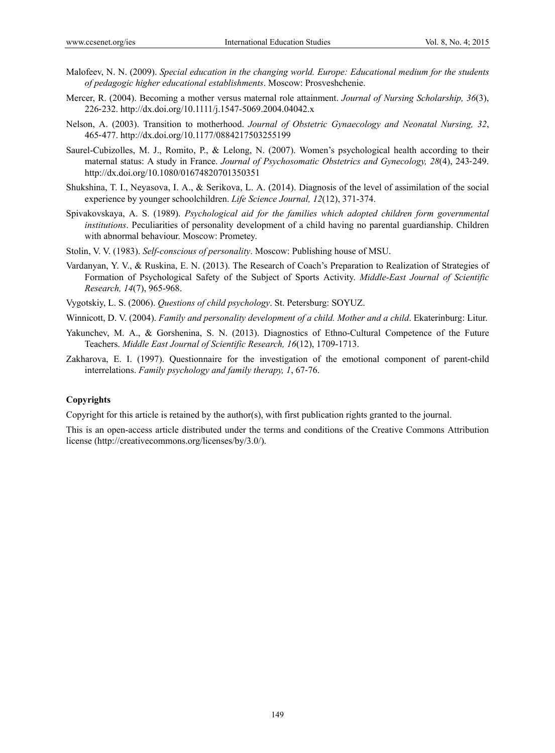Malofeev, N. N. (2009). *Special education in the changing world. Europe: Educational medium for the students of pedagogic higher educational establishments*. Moscow: Prosveshchenie.

Mercer, R. (2004). Becoming a mother versus maternal role attainment. *Journal of Nursing Scholarship, 36*(3), 226-232. http://dx.doi.org/10.1111/j.1547-5069.2004.04042.x

Nelson, A. (2003). Transition to motherhood. *Journal of Obstetric Gynaecology and Neonatal Nursing, 32*, 465-477. http://dx.doi.org/10.1177/0884217503255199

Saurel-Cubizolles, M. J., Romito, P., & Lelong, N. (2007). Women's psychological health according to their maternal status: A study in France. *Journal of Psychosomatic Obstetrics and Gynecology, 28*(4), 243-249. http://dx.doi.org/10.1080/01674820701350351

Shukshina, T. I., Neyasova, I. A., & Serikova, L. A. (2014). Diagnosis of the level of assimilation of the social experience by younger schoolchildren. *Life Science Journal, 12*(12), 371-374.

Spivakovskaya, A. S. (1989). *Psychological aid for the families which adopted children form governmental institutions*. Peculiarities of personality development of a child having no parental guardianship. Children with abnormal behaviour. Moscow: Prometey.

Stolin, V. V. (1983). *Self-conscious of personality*. Moscow: Publishing house of MSU.

Vardanyan, Y. V., & Ruskina, E. N. (2013). The Research of Coach's Preparation to Realization of Strategies of Formation of Psychological Safety of the Subject of Sports Activity. *Middle-East Journal of Scientific Research, 14*(7), 965-968.

Vygotskiy, L. S. (2006). *Questions of child psychology*. St. Petersburg: SOYUZ.

Winnicott, D. V. (2004). *Family and personality development of a child. Mother and a child*. Ekaterinburg: Litur.

Yakunchev, M. A., & Gorshenina, S. N. (2013). Diagnostics of Ethno-Cultural Competence of the Future Teachers. *Middle East Journal of Scientific Research, 16*(12), 1709-1713.

Zakharova, E. I. (1997). Questionnaire for the investigation of the emotional component of parent-child interrelations. *Family psychology and family therapy, 1*, 67-76.

**Copyrights**

Copyright for this article is retained by the author(s), with first publication rights granted to the journal.

This is an open-access article distributed under the terms and conditions of the Creative Commons Attribution license (http://creativecommons.org/licenses/by/3.0/).